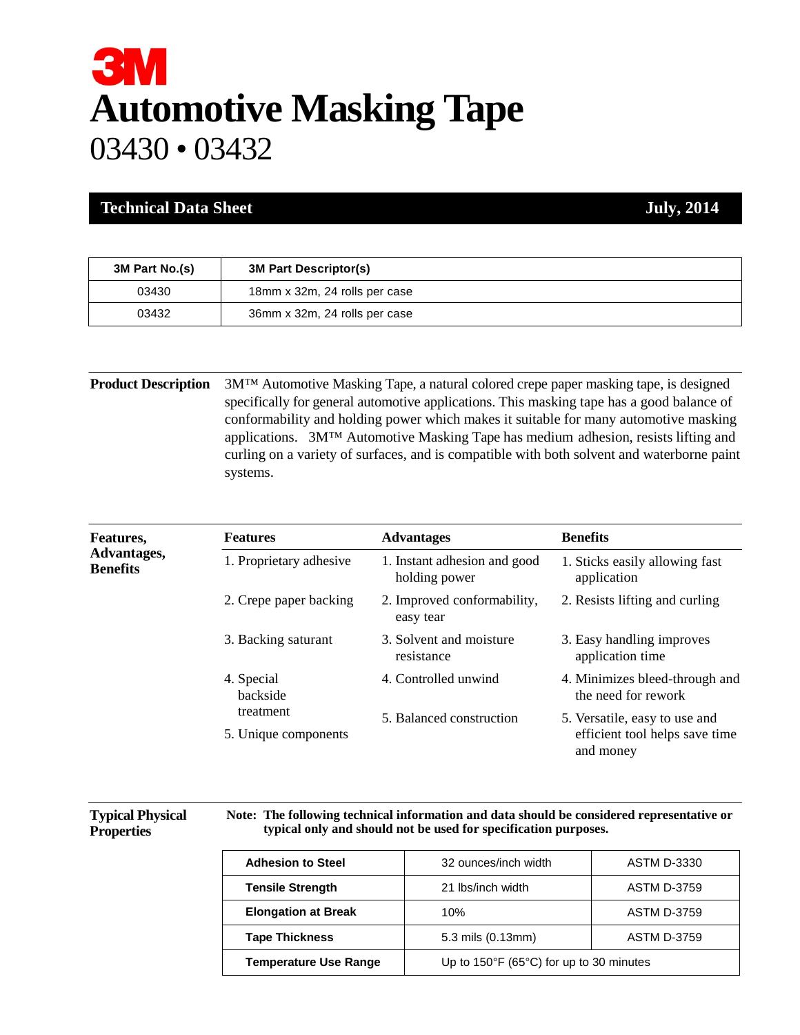# 3M

# Automotive Masking Tape

## 03430 • 03432

**Technical Data Sheet** **July, 2014**

| 3M Part No.(s) | 3M Part Descriptor(s) |
|---|---|
| 03430 | 18mm x 32m, 24 rolls per case |
| 03432 | 36mm x 32m, 24 rolls per case |

**Product Description**

3M™ Automotive Masking Tape, a natural colored crepe paper masking tape, is designed specifically for general automotive applications. This masking tape has a good balance of conformability and holding power which makes it suitable for many automotive masking applications. 3M™ Automotive Masking Tape has medium adhesion, resists lifting and curling on a variety of surfaces, and is compatible with both solvent and waterborne paint systems.

**Features, Advantages, Benefits**

| Features | Advantages | Benefits |
|---|---|---|
| 1. Proprietary adhesive | 1. Instant adhesion and good holding power | 1. Sticks easily allowing fast application |
| 2. Crepe paper backing | 2. Improved conformability, easy tear | 2. Resists lifting and curling |
| 3. Backing saturant | 3. Solvent and moisture resistance | 3. Easy handling improves application time |
| 4. Special backside treatment | 4. Controlled unwind | 4. Minimizes bleed-through and the need for rework |
| 5. Unique components | 5. Balanced construction | 5. Versatile, easy to use and efficient tool helps save time and money |

**Typical Physical Properties**

**Note: The following technical information and data should be considered representative or typical only and should not be used for specification purposes.**

| Property | Value | Test Method |
|---|---|---|
| **Adhesion to Steel** | 32 ounces/inch width | ASTM D-3330 |
| **Tensile Strength** | 21 lbs/inch width | ASTM D-3759 |
| **Elongation at Break** | 10% | ASTM D-3759 |
| **Tape Thickness** | 5.3 mils (0.13mm) | ASTM D-3759 |
| **Temperature Use Range** | Up to 150°F (65°C) for up to 30 minutes | |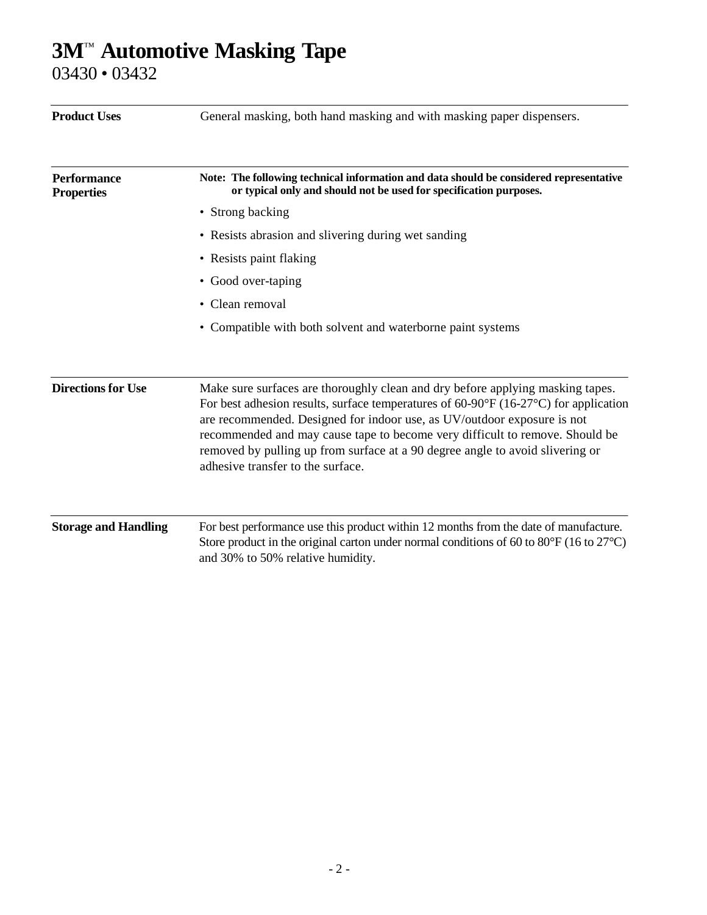# 3M™ Automotive Masking Tape

03430 • 03432

**Product Uses**

General masking, both hand masking and with masking paper dispensers.

**Performance Properties**

**Note: The following technical information and data should be considered representative or typical only and should not be used for specification purposes.**

- Strong backing
- Resists abrasion and slivering during wet sanding
- Resists paint flaking
- Good over-taping
- Clean removal
- Compatible with both solvent and waterborne paint systems

**Directions for Use**

Make sure surfaces are thoroughly clean and dry before applying masking tapes. For best adhesion results, surface temperatures of 60-90°F (16-27°C) for application are recommended. Designed for indoor use, as UV/outdoor exposure is not recommended and may cause tape to become very difficult to remove. Should be removed by pulling up from surface at a 90 degree angle to avoid slivering or adhesive transfer to the surface.

**Storage and Handling**

For best performance use this product within 12 months from the date of manufacture. Store product in the original carton under normal conditions of 60 to 80°F (16 to 27°C) and 30% to 50% relative humidity.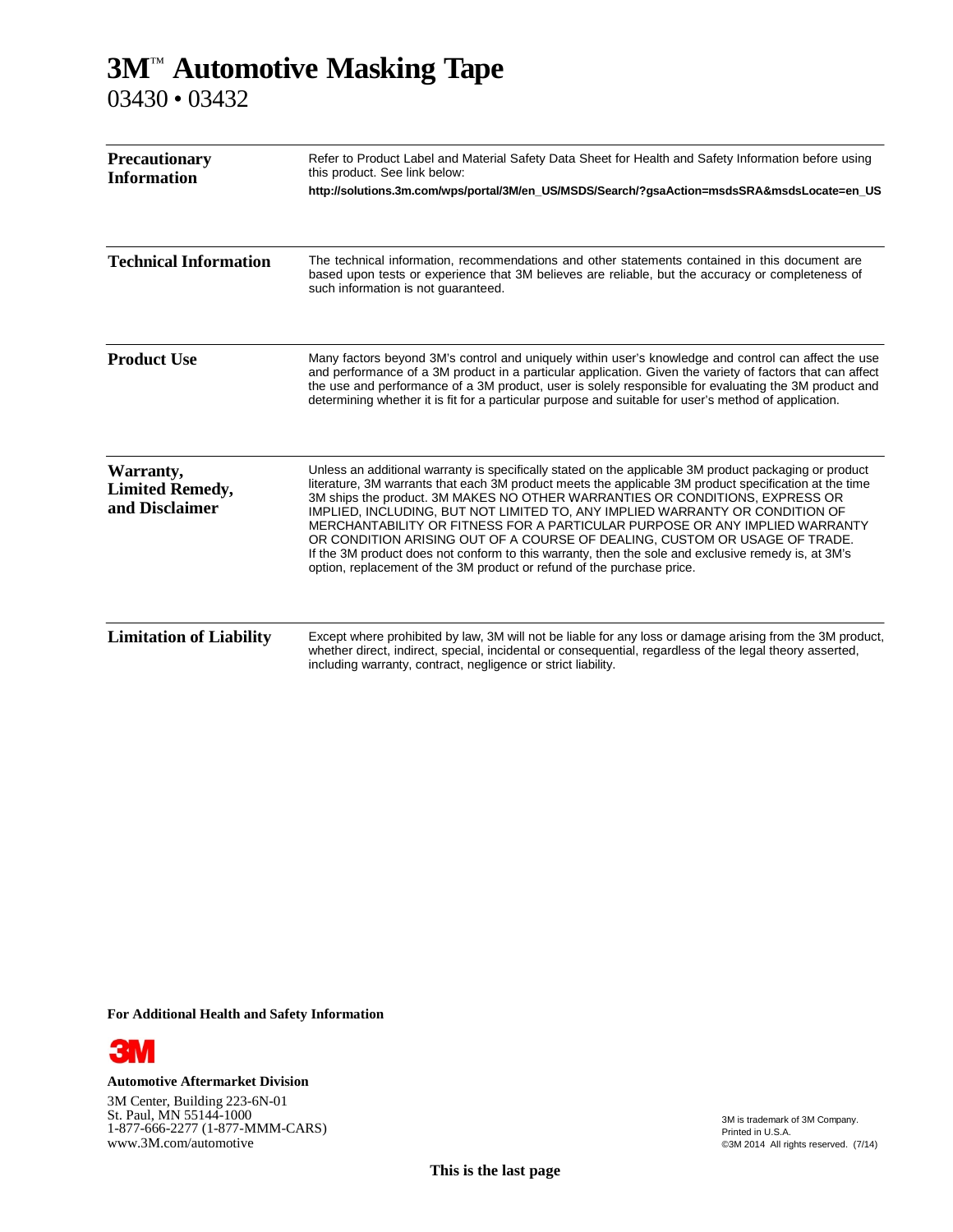# 3M™ Automotive Masking Tape

03430 • 03432

## Precautionary Information

Refer to Product Label and Material Safety Data Sheet for Health and Safety Information before using this product. See link below:

**http://solutions.3m.com/wps/portal/3M/en_US/MSDS/Search/?gsaAction=msdsSRA&msdsLocate=en_US**

## Technical Information

The technical information, recommendations and other statements contained in this document are based upon tests or experience that 3M believes are reliable, but the accuracy or completeness of such information is not guaranteed.

## Product Use

Many factors beyond 3M's control and uniquely within user's knowledge and control can affect the use and performance of a 3M product in a particular application. Given the variety of factors that can affect the use and performance of a 3M product, user is solely responsible for evaluating the 3M product and determining whether it is fit for a particular purpose and suitable for user's method of application.

## Warranty, Limited Remedy, and Disclaimer

Unless an additional warranty is specifically stated on the applicable 3M product packaging or product literature, 3M warrants that each 3M product meets the applicable 3M product specification at the time 3M ships the product. 3M MAKES NO OTHER WARRANTIES OR CONDITIONS, EXPRESS OR IMPLIED, INCLUDING, BUT NOT LIMITED TO, ANY IMPLIED WARRANTY OR CONDITION OF MERCHANTABILITY OR FITNESS FOR A PARTICULAR PURPOSE OR ANY IMPLIED WARRANTY OR CONDITION ARISING OUT OF A COURSE OF DEALING, CUSTOM OR USAGE OF TRADE. If the 3M product does not conform to this warranty, then the sole and exclusive remedy is, at 3M's option, replacement of the 3M product or refund of the purchase price.

## Limitation of Liability

Except where prohibited by law, 3M will not be liable for any loss or damage arising from the 3M product, whether direct, indirect, special, incidental or consequential, regardless of the legal theory asserted, including warranty, contract, negligence or strict liability.

**For Additional Health and Safety Information**

3M

**Automotive Aftermarket Division**

3M Center, Building 223-6N-01
St. Paul, MN 55144-1000
1-877-666-2277 (1-877-MMM-CARS)
www.3M.com/automotive

3M is trademark of 3M Company.
Printed in U.S.A.
©3M 2014 All rights reserved. (7/14)

**This is the last page**